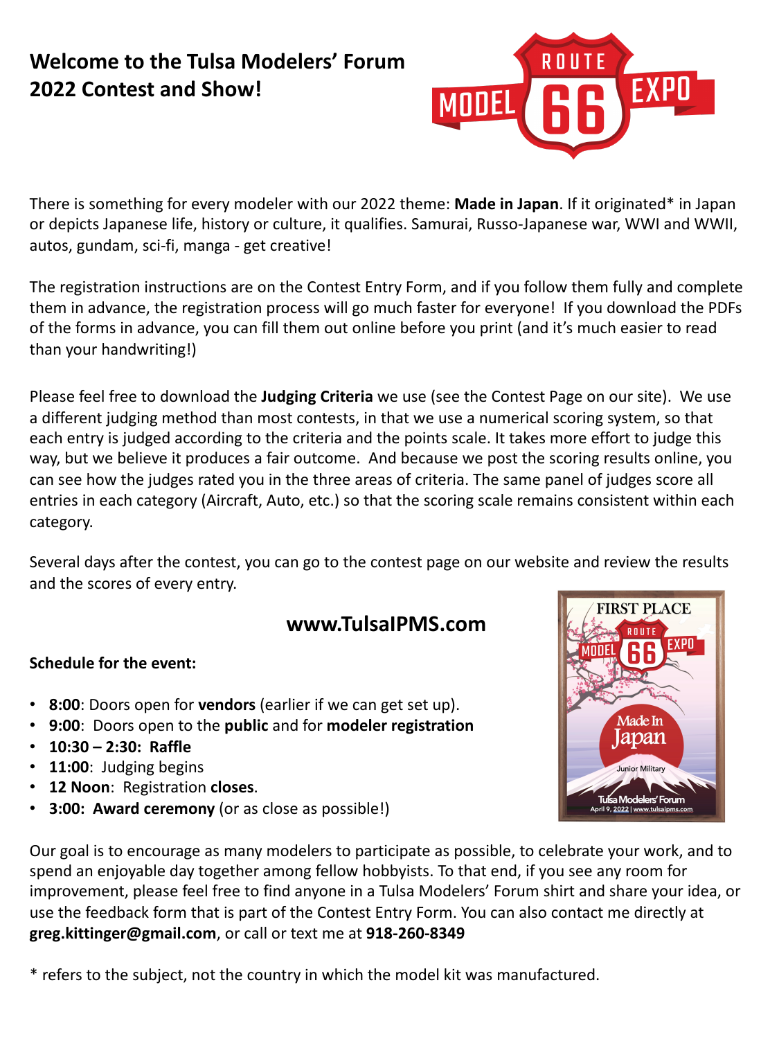# Welcome to the Tulsa Modelers' Forum 2022 Contest and Show!

There is something for every modeler with our 2022 theme: **Made in Japan**. If it originated* in Japan or depicts Japanese life, history or culture, it qualifies. Samurai, Russo-Japanese war, WWI and WWII, autos, gundam, sci-fi, manga - get creative!

The registration instructions are on the Contest Entry Form, and if you follow them fully and complete them in advance, the registration process will go much faster for everyone! If you download the PDFs of the forms in advance, you can fill them out online before you print (and it's much easier to read than your handwriting!)

Please feel free to download the **Judging Criteria** we use (see the Contest Page on our site). We use a different judging method than most contests, in that we use a numerical scoring system, so that each entry is judged according to the criteria and the points scale. It takes more effort to judge this way, but we believe it produces a fair outcome. And because we post the scoring results online, you can see how the judges rated you in the three areas of criteria. The same panel of judges score all entries in each category (Aircraft, Auto, etc.) so that the scoring scale remains consistent within each category.

Several days after the contest, you can go to the contest page on our website and review the results and the scores of every entry.

## www.TulsaIPMS.com

**Schedule for the event:**

- **8:00**: Doors open for **vendors** (earlier if we can get set up).
- **9:00**: Doors open to the **public** and for **modeler registration**
- **10:30 – 2:30: Raffle**
- **11:00**: Judging begins
- **12 Noon**: Registration **closes**.
- **3:00: Award ceremony** (or as close as possible!)

Our goal is to encourage as many modelers to participate as possible, to celebrate your work, and to spend an enjoyable day together among fellow hobbyists. To that end, if you see any room for improvement, please feel free to find anyone in a Tulsa Modelers' Forum shirt and share your idea, or use the feedback form that is part of the Contest Entry Form. You can also contact me directly at **greg.kittinger@gmail.com**, or call or text me at **918-260-8349**

\* refers to the subject, not the country in which the model kit was manufactured.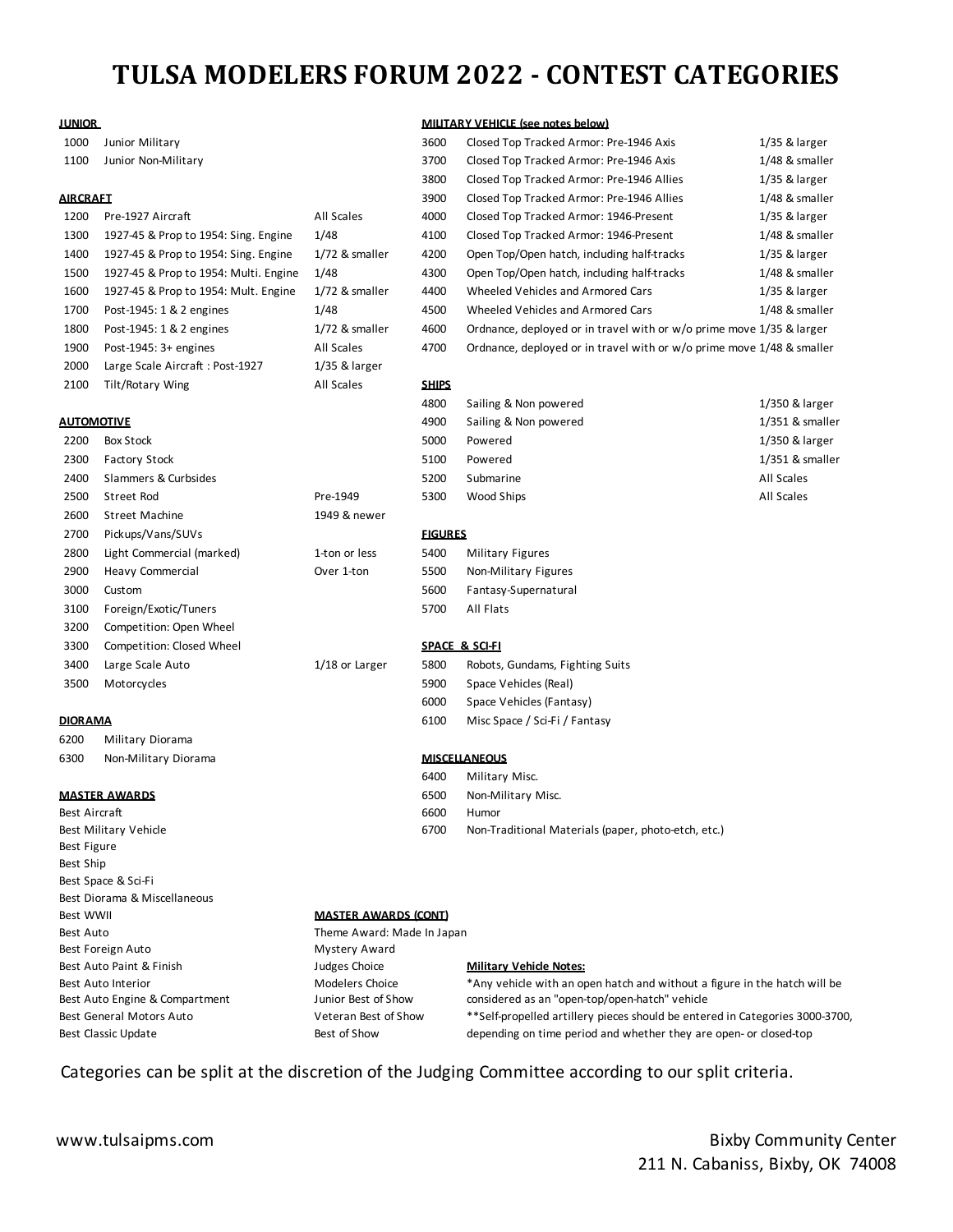# TULSA MODELERS FORUM 2022 - CONTEST CATEGORIES

**JUNIOR**

| | | |
|---|---|---|
| 1000 | Junior Military | |
| 1100 | Junior Non-Military | |

**AIRCRAFT**

| | | |
|---|---|---|
| 1200 | Pre-1927 Aircraft | All Scales |
| 1300 | 1927-45 & Prop to 1954: Sing. Engine | 1/48 |
| 1400 | 1927-45 & Prop to 1954: Sing. Engine | 1/72 & smaller |
| 1500 | 1927-45 & Prop to 1954: Multi. Engine | 1/48 |
| 1600 | 1927-45 & Prop to 1954: Mult. Engine | 1/72 & smaller |
| 1700 | Post-1945: 1 & 2 engines | 1/48 |
| 1800 | Post-1945: 1 & 2 engines | 1/72 & smaller |
| 1900 | Post-1945: 3+ engines | All Scales |
| 2000 | Large Scale Aircraft : Post-1927 | 1/35 & larger |
| 2100 | Tilt/Rotary Wing | All Scales |

**AUTOMOTIVE**

| | | |
|---|---|---|
| 2200 | Box Stock | |
| 2300 | Factory Stock | |
| 2400 | Slammers & Curbsides | |
| 2500 | Street Rod | Pre-1949 |
| 2600 | Street Machine | 1949 & newer |
| 2700 | Pickups/Vans/SUVs | |
| 2800 | Light Commercial (marked) | 1-ton or less |
| 2900 | Heavy Commercial | Over 1-ton |
| 3000 | Custom | |
| 3100 | Foreign/Exotic/Tuners | |
| 3200 | Competition: Open Wheel | |
| 3300 | Competition: Closed Wheel | |
| 3400 | Large Scale Auto | 1/18 or Larger |
| 3500 | Motorcycles | |

**DIORAMA**

| | |
|---|---|
| 6200 | Military Diorama |
| 6300 | Non-Military Diorama |

**MILITARY VEHICLE (see notes below)**

| | | |
|---|---|---|
| 3600 | Closed Top Tracked Armor: Pre-1946 Axis | 1/35 & larger |
| 3700 | Closed Top Tracked Armor: Pre-1946 Axis | 1/48 & smaller |
| 3800 | Closed Top Tracked Armor: Pre-1946 Allies | 1/35 & larger |
| 3900 | Closed Top Tracked Armor: Pre-1946 Allies | 1/48 & smaller |
| 4000 | Closed Top Tracked Armor: 1946-Present | 1/35 & larger |
| 4100 | Closed Top Tracked Armor: 1946-Present | 1/48 & smaller |
| 4200 | Open Top/Open hatch, including half-tracks | 1/35 & larger |
| 4300 | Open Top/Open hatch, including half-tracks | 1/48 & smaller |
| 4400 | Wheeled Vehicles and Armored Cars | 1/35 & larger |
| 4500 | Wheeled Vehicles and Armored Cars | 1/48 & smaller |
| 4600 | Ordnance, deployed or in travel with or w/o prime move | 1/35 & larger |
| 4700 | Ordnance, deployed or in travel with or w/o prime move | 1/48 & smaller |

**SHIPS**

| | | |
|---|---|---|
| 4800 | Sailing & Non powered | 1/350 & larger |
| 4900 | Sailing & Non powered | 1/351 & smaller |
| 5000 | Powered | 1/350 & larger |
| 5100 | Powered | 1/351 & smaller |
| 5200 | Submarine | All Scales |
| 5300 | Wood Ships | All Scales |

**FIGURES**

| | |
|---|---|
| 5400 | Military Figures |
| 5500 | Non-Military Figures |
| 5600 | Fantasy-Supernatural |
| 5700 | All Flats |

**SPACE & SCI-FI**

| | |
|---|---|
| 5800 | Robots, Gundams, Fighting Suits |
| 5900 | Space Vehicles (Real) |
| 6000 | Space Vehicles (Fantasy) |
| 6100 | Misc Space / Sci-Fi / Fantasy |

**MISCELLANEOUS**

| | |
|---|---|
| 6400 | Military Misc. |
| 6500 | Non-Military Misc. |
| 6600 | Humor |
| 6700 | Non-Traditional Materials (paper, photo-etch, etc.) |

**MASTER AWARDS**

Best Aircraft
Best Military Vehicle
Best Figure
Best Ship
Best Space & Sci-Fi
Best Diorama & Miscellaneous
Best WWII
Best Auto
Best Foreign Auto
Best Auto Paint & Finish
Best Auto Interior
Best Auto Engine & Compartment
Best General Motors Auto
Best Classic Update

**MASTER AWARDS (CONT)**

Theme Award: Made In Japan
Mystery Award
Judges Choice
Modelers Choice
Junior Best of Show
Veteran Best of Show
Best of Show

**Military Vehicle Notes:**

*Any vehicle with an open hatch and without a figure in the hatch will be considered as an "open-top/open-hatch" vehicle

**Self-propelled artillery pieces should be entered in Categories 3000-3700, depending on time period and whether they are open- or closed-top

Categories can be split at the discretion of the Judging Committee according to our split criteria.

www.tulsaipms.com

Bixby Community Center
211 N. Cabaniss, Bixby, OK 74008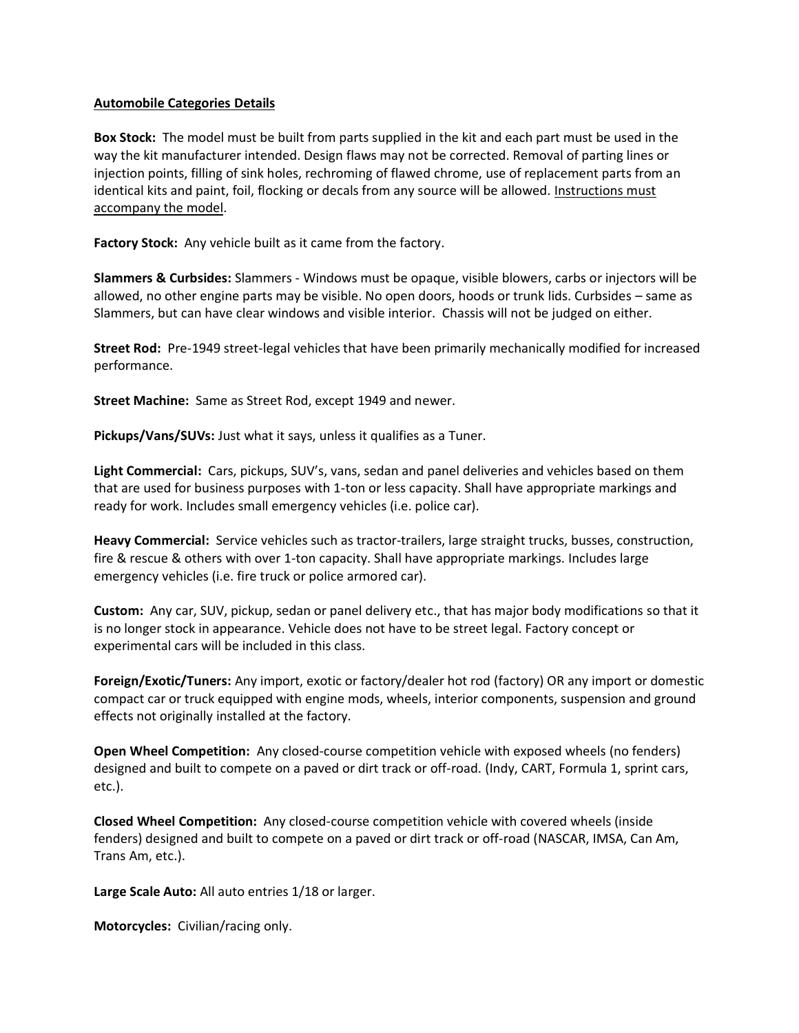**Automobile Categories Details**

**Box Stock:** The model must be built from parts supplied in the kit and each part must be used in the way the kit manufacturer intended. Design flaws may not be corrected. Removal of parting lines or injection points, filling of sink holes, rechroming of flawed chrome, use of replacement parts from an identical kits and paint, foil, flocking or decals from any source will be allowed. Instructions must accompany the model.

**Factory Stock:** Any vehicle built as it came from the factory.

**Slammers & Curbsides:** Slammers - Windows must be opaque, visible blowers, carbs or injectors will be allowed, no other engine parts may be visible. No open doors, hoods or trunk lids. Curbsides – same as Slammers, but can have clear windows and visible interior. Chassis will not be judged on either.

**Street Rod:** Pre-1949 street-legal vehicles that have been primarily mechanically modified for increased performance.

**Street Machine:** Same as Street Rod, except 1949 and newer.

**Pickups/Vans/SUVs:** Just what it says, unless it qualifies as a Tuner.

**Light Commercial:** Cars, pickups, SUV's, vans, sedan and panel deliveries and vehicles based on them that are used for business purposes with 1-ton or less capacity. Shall have appropriate markings and ready for work. Includes small emergency vehicles (i.e. police car).

**Heavy Commercial:** Service vehicles such as tractor-trailers, large straight trucks, busses, construction, fire & rescue & others with over 1-ton capacity. Shall have appropriate markings. Includes large emergency vehicles (i.e. fire truck or police armored car).

**Custom:** Any car, SUV, pickup, sedan or panel delivery etc., that has major body modifications so that it is no longer stock in appearance. Vehicle does not have to be street legal. Factory concept or experimental cars will be included in this class.

**Foreign/Exotic/Tuners:** Any import, exotic or factory/dealer hot rod (factory) OR any import or domestic compact car or truck equipped with engine mods, wheels, interior components, suspension and ground effects not originally installed at the factory.

**Open Wheel Competition:** Any closed-course competition vehicle with exposed wheels (no fenders) designed and built to compete on a paved or dirt track or off-road. (Indy, CART, Formula 1, sprint cars, etc.).

**Closed Wheel Competition:** Any closed-course competition vehicle with covered wheels (inside fenders) designed and built to compete on a paved or dirt track or off-road (NASCAR, IMSA, Can Am, Trans Am, etc.).

**Large Scale Auto:** All auto entries 1/18 or larger.

**Motorcycles:** Civilian/racing only.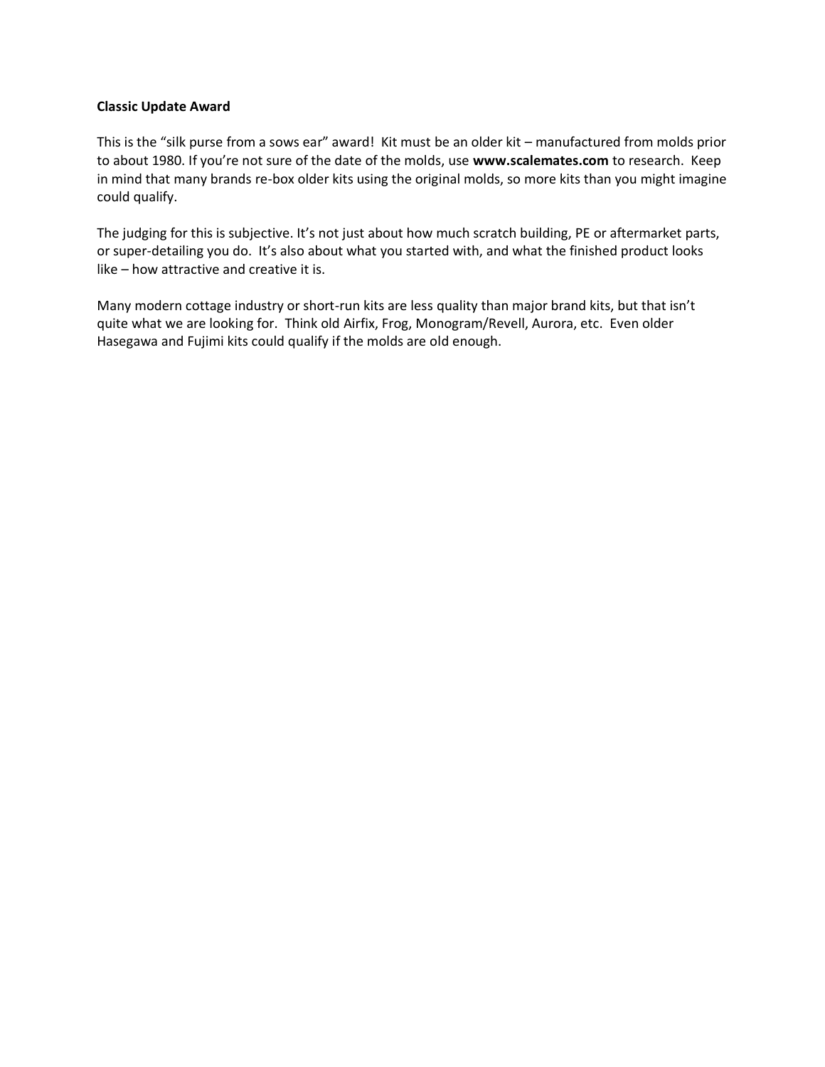**Classic Update Award**

This is the “silk purse from a sows ear” award! Kit must be an older kit – manufactured from molds prior to about 1980. If you’re not sure of the date of the molds, use **www.scalemates.com** to research. Keep in mind that many brands re-box older kits using the original molds, so more kits than you might imagine could qualify.

The judging for this is subjective. It’s not just about how much scratch building, PE or aftermarket parts, or super-detailing you do. It’s also about what you started with, and what the finished product looks like – how attractive and creative it is.

Many modern cottage industry or short-run kits are less quality than major brand kits, but that isn’t quite what we are looking for. Think old Airfix, Frog, Monogram/Revell, Aurora, etc. Even older Hasegawa and Fujimi kits could qualify if the molds are old enough.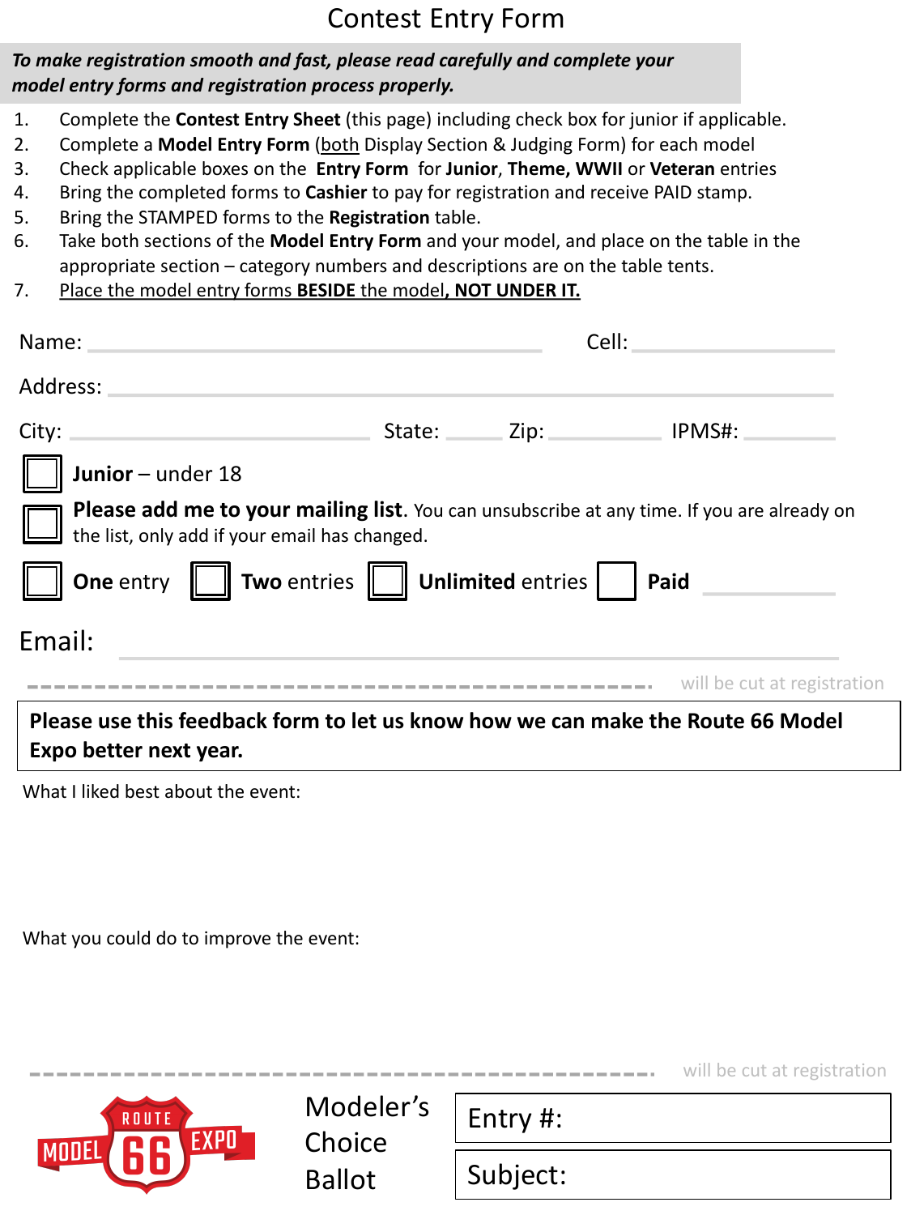# Contest Entry Form

***To make registration smooth and fast, please read carefully and complete your model entry forms and registration process properly.***

1. Complete the **Contest Entry Sheet** (this page) including check box for junior if applicable.
2. Complete a **Model Entry Form** (both Display Section & Judging Form) for each model
3. Check applicable boxes on the **Entry Form** for **Junior**, **Theme, WWII** or **Veteran** entries
4. Bring the completed forms to **Cashier** to pay for registration and receive PAID stamp.
5. Bring the STAMPED forms to the **Registration** table.
6. Take both sections of the **Model Entry Form** and your model, and place on the table in the appropriate section – category numbers and descriptions are on the table tents.
7. Place the model entry forms **BESIDE** the model**, NOT UNDER IT.**

Name: ______________________ Cell: ______________

Address: ______________________________________

City: ______________ State: _____ Zip: ________ IPMS#: ________

☐ **Junior** – under 18

☐ **Please add me to your mailing list**. You can unsubscribe at any time. If you are already on the list, only add if your email has changed.

☐ **One** entry ☐ **Two** entries ☐ **Unlimited** entries ☐ **Paid** ________

Email: ______________________________________

- - - - - - - - - - - - - - - - - - - - - - - - will be cut at registration

**Please use this feedback form to let us know how we can make the Route 66 Model Expo better next year.**

What I liked best about the event:

What you could do to improve the event:

- - - - - - - - - - - - - - - - - - - - - - - - will be cut at registration

MODEL ROUTE 66 EXPO

Modeler's Choice Ballot

Entry #:

Subject: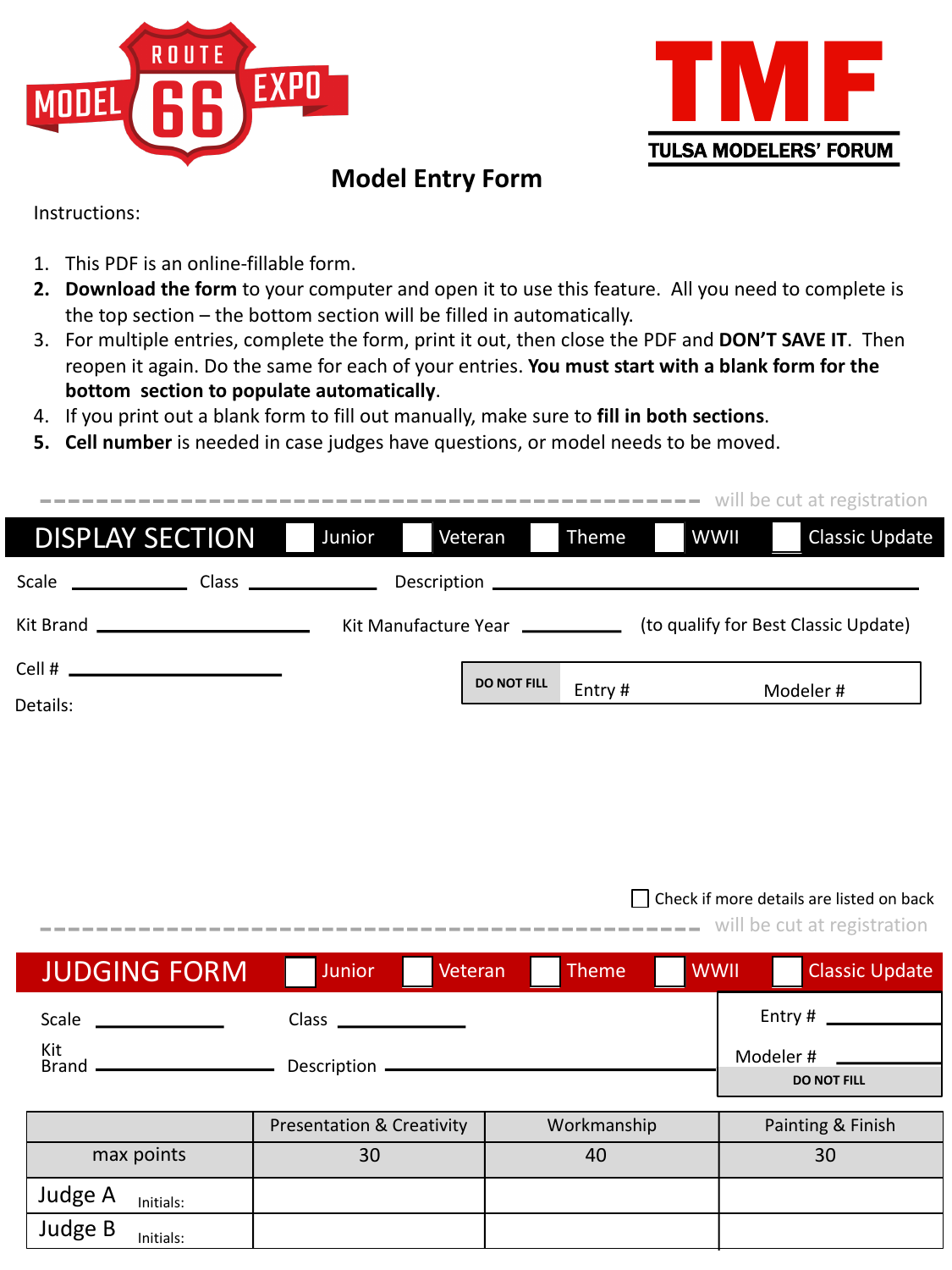ROUTE MODEL 66 EXPO

TMF
TULSA MODELERS' FORUM

# Model Entry Form

Instructions:

1. This PDF is an online-fillable form.
2. **Download the form** to your computer and open it to use this feature. All you need to complete is the top section – the bottom section will be filled in automatically.
3. For multiple entries, complete the form, print it out, then close the PDF and **DON'T SAVE IT**. Then reopen it again. Do the same for each of your entries. **You must start with a blank form for the bottom section to populate automatically**.
4. If you print out a blank form to fill out manually, make sure to **fill in both sections**.
5. **Cell number** is needed in case judges have questions, or model needs to be moved.

will be cut at registration

## DISPLAY SECTION

☐ Junior ☐ Veteran ☐ Theme ☐ WWII ☐ Classic Update

Scale ____________ Class ____________ Description ______________________________

Kit Brand ____________________ Kit Manufacture Year __________ (to qualify for Best Classic Update)

Cell # ____________________

DO NOT FILL | Entry # | Modeler #

Details:

☐ Check if more details are listed on back

will be cut at registration

## JUDGING FORM

☐ Junior ☐ Veteran ☐ Theme ☐ WWII ☐ Classic Update

Scale ____________ Class ____________

Kit Brand ____________________ Description ______________________________

Entry # ____________

Modeler # ____________

DO NOT FILL

| | Presentation & Creativity | Workmanship | Painting & Finish |
|---|---|---|---|
| max points | 30 | 40 | 30 |
| Judge A Initials: | | | |
| Judge B Initials: | | | |